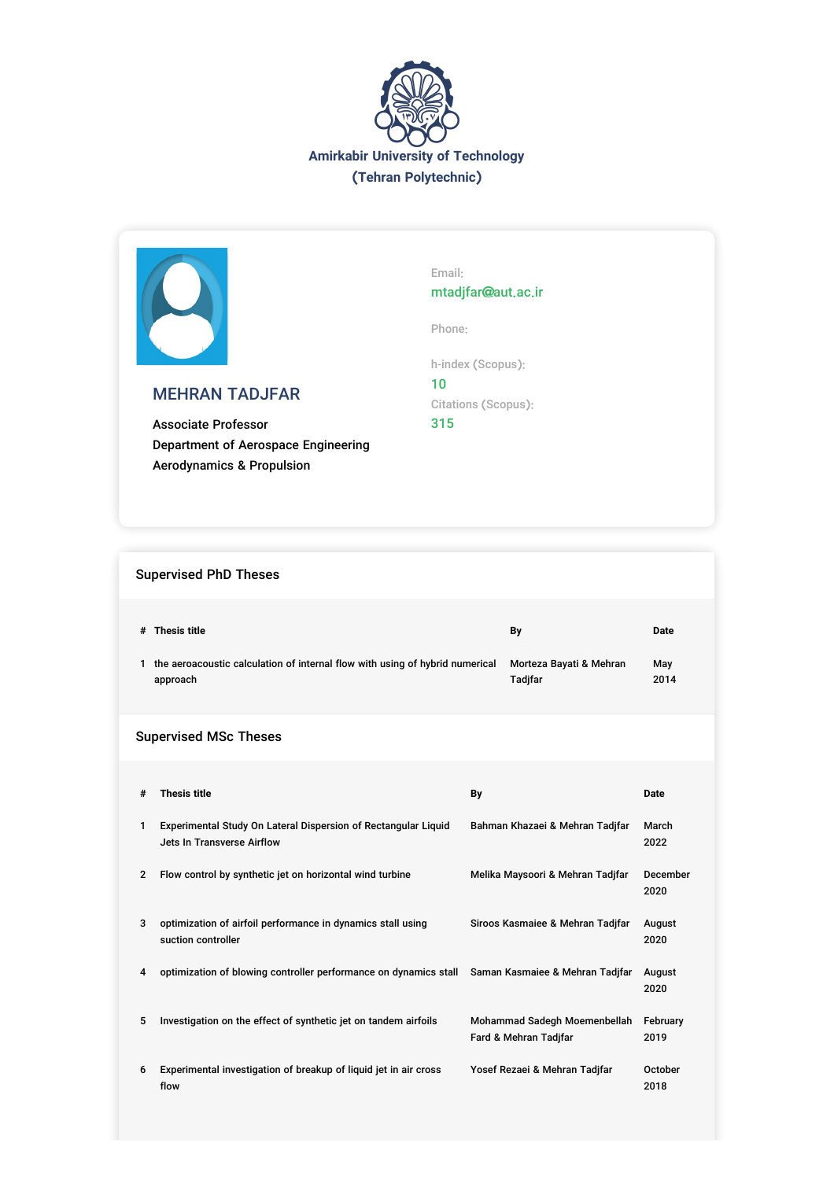**Amirkabir University of Technology**
**(Tehran Polytechnic)**

## MEHRAN TADJFAR

Associate Professor
Department of Aerospace Engineering
Aerodynamics & Propulsion

Email:
mtadjfar@aut.ac.ir

Phone:

h-index (Scopus):
10

Citations (Scopus):
315

## Supervised PhD Theses

| # | Thesis title | By | Date |
|---|---|---|---|
| 1 | the aeroacoustic calculation of internal flow with using of hybrid numerical approach | Morteza Bayati & Mehran Tadjfar | May 2014 |

## Supervised MSc Theses

| # | Thesis title | By | Date |
|---|---|---|---|
| 1 | Experimental Study On Lateral Dispersion of Rectangular Liquid Jets In Transverse Airflow | Bahman Khazaei & Mehran Tadjfar | March 2022 |
| 2 | Flow control by synthetic jet on horizontal wind turbine | Melika Maysoori & Mehran Tadjfar | December 2020 |
| 3 | optimization of airfoil performance in dynamics stall using suction controller | Siroos Kasmaiee & Mehran Tadjfar | August 2020 |
| 4 | optimization of blowing controller performance on dynamics stall | Saman Kasmaiee & Mehran Tadjfar | August 2020 |
| 5 | Investigation on the effect of synthetic jet on tandem airfoils | Mohammad Sadegh Moemenbellah Fard & Mehran Tadjfar | February 2019 |
| 6 | Experimental investigation of breakup of liquid jet in air cross flow | Yosef Rezaei & Mehran Tadjfar | October 2018 |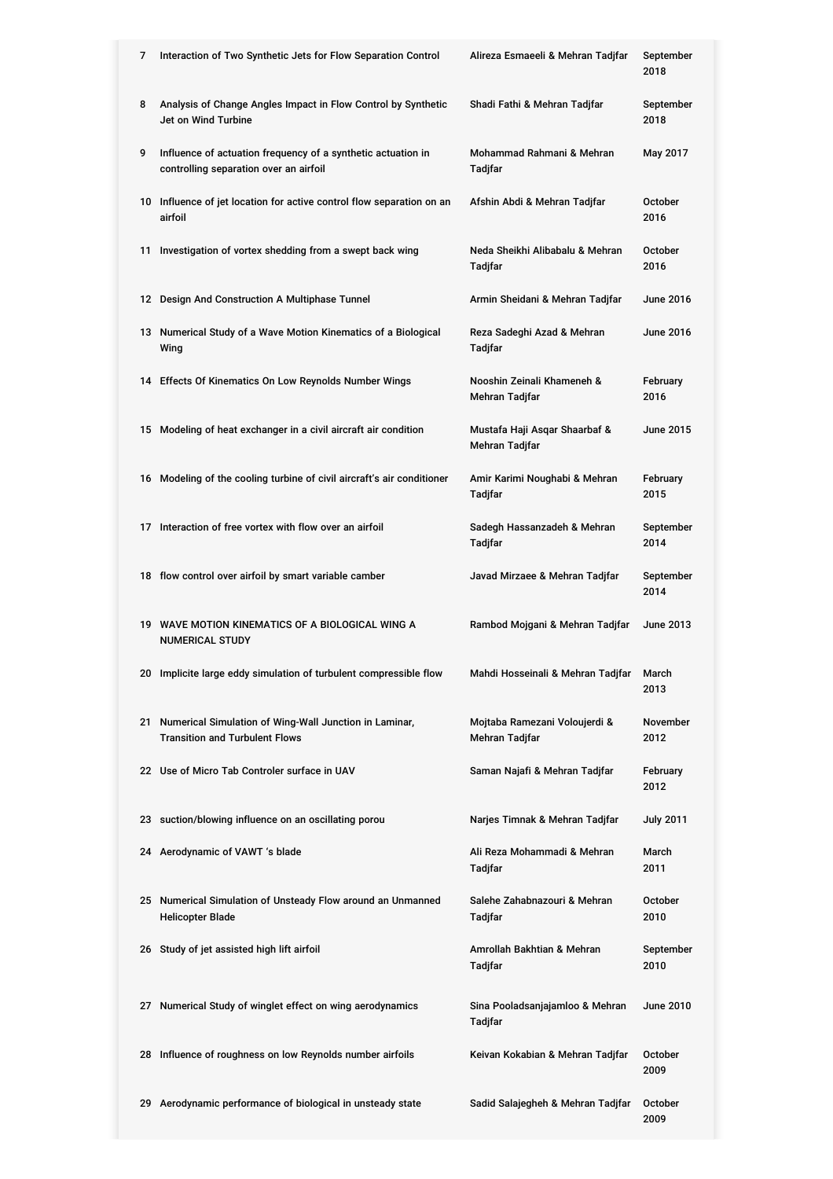| | | | |
|---|---|---|---|
| 7 | Interaction of Two Synthetic Jets for Flow Separation Control | Alireza Esmaeeli & Mehran Tadjfar | September 2018 |
| 8 | Analysis of Change Angles Impact in Flow Control by Synthetic Jet on Wind Turbine | Shadi Fathi & Mehran Tadjfar | September 2018 |
| 9 | Influence of actuation frequency of a synthetic actuation in controlling separation over an airfoil | Mohammad Rahmani & Mehran Tadjfar | May 2017 |
| 10 | Influence of jet location for active control flow separation on an airfoil | Afshin Abdi & Mehran Tadjfar | October 2016 |
| 11 | Investigation of vortex shedding from a swept back wing | Neda Sheikhi Alibabalu & Mehran Tadjfar | October 2016 |
| 12 | Design And Construction A Multiphase Tunnel | Armin Sheidani & Mehran Tadjfar | June 2016 |
| 13 | Numerical Study of a Wave Motion Kinematics of a Biological Wing | Reza Sadeghi Azad & Mehran Tadjfar | June 2016 |
| 14 | Effects Of Kinematics On Low Reynolds Number Wings | Nooshin Zeinali Khameneh & Mehran Tadjfar | February 2016 |
| 15 | Modeling of heat exchanger in a civil aircraft air condition | Mustafa Haji Asqar Shaarbaf & Mehran Tadjfar | June 2015 |
| 16 | Modeling of the cooling turbine of civil aircraft's air conditioner | Amir Karimi Noughabi & Mehran Tadjfar | February 2015 |
| 17 | Interaction of free vortex with flow over an airfoil | Sadegh Hassanzadeh & Mehran Tadjfar | September 2014 |
| 18 | flow control over airfoil by smart variable camber | Javad Mirzaee & Mehran Tadjfar | September 2014 |
| 19 | WAVE MOTION KINEMATICS OF A BIOLOGICAL WING A NUMERICAL STUDY | Rambod Mojgani & Mehran Tadjfar | June 2013 |
| 20 | Implicite large eddy simulation of turbulent compressible flow | Mahdi Hosseinali & Mehran Tadjfar | March 2013 |
| 21 | Numerical Simulation of Wing-Wall Junction in Laminar, Transition and Turbulent Flows | Mojtaba Ramezani Voloujerdi & Mehran Tadjfar | November 2012 |
| 22 | Use of Micro Tab Controler surface in UAV | Saman Najafi & Mehran Tadjfar | February 2012 |
| 23 | suction/blowing influence on an oscillating porou | Narjes Timnak & Mehran Tadjfar | July 2011 |
| 24 | Aerodynamic of VAWT 's blade | Ali Reza Mohammadi & Mehran Tadjfar | March 2011 |
| 25 | Numerical Simulation of Unsteady Flow around an Unmanned Helicopter Blade | Salehe Zahabnazouri & Mehran Tadjfar | October 2010 |
| 26 | Study of jet assisted high lift airfoil | Amrollah Bakhtian & Mehran Tadjfar | September 2010 |
| 27 | Numerical Study of winglet effect on wing aerodynamics | Sina Pooladsanjajamloo & Mehran Tadjfar | June 2010 |
| 28 | Influence of roughness on low Reynolds number airfoils | Keivan Kokabian & Mehran Tadjfar | October 2009 |
| 29 | Aerodynamic performance of biological in unsteady state | Sadid Salajegheh & Mehran Tadjfar | October 2009 |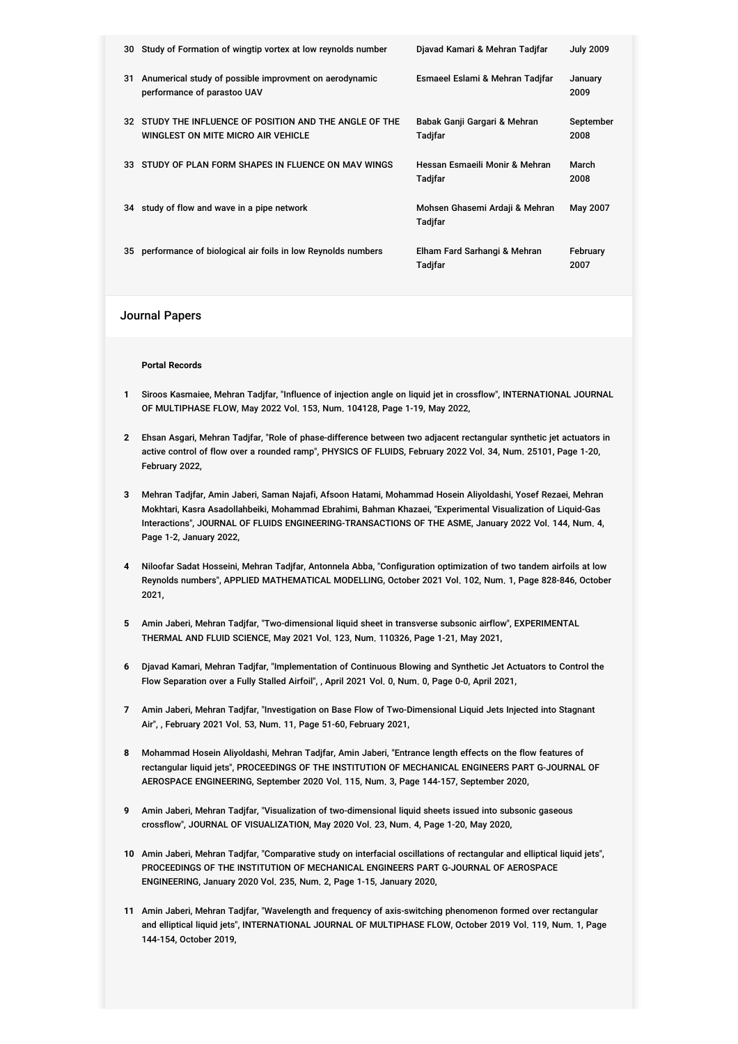| | | | |
|---|---|---|---|
| 30 | Study of Formation of wingtip vortex at low reynolds number | Djavad Kamari & Mehran Tadjfar | July 2009 |
| 31 | Anumerical study of possible improvment on aerodynamic performance of parastoo UAV | Esmaeel Eslami & Mehran Tadjfar | January 2009 |
| 32 | STUDY THE INFLUENCE OF POSITION AND THE ANGLE OF THE WINGLEST ON MITE MICRO AIR VEHICLE | Babak Ganji Gargari & Mehran Tadjfar | September 2008 |
| 33 | STUDY OF PLAN FORM SHAPES IN FLUENCE ON MAV WINGS | Hessan Esmaeili Monir & Mehran Tadjfar | March 2008 |
| 34 | study of flow and wave in a pipe network | Mohsen Ghasemi Ardaji & Mehran Tadjfar | May 2007 |
| 35 | performance of biological air foils in low Reynolds numbers | Elham Fard Sarhangi & Mehran Tadjfar | February 2007 |

## Journal Papers

**Portal Records**

1. Siroos Kasmaiee, Mehran Tadjfar, "Influence of injection angle on liquid jet in crossflow", INTERNATIONAL JOURNAL OF MULTIPHASE FLOW, May 2022 Vol. 153, Num. 104128, Page 1-19, May 2022,

2. Ehsan Asgari, Mehran Tadjfar, "Role of phase-difference between two adjacent rectangular synthetic jet actuators in active control of flow over a rounded ramp", PHYSICS OF FLUIDS, February 2022 Vol. 34, Num. 25101, Page 1-20, February 2022,

3. Mehran Tadjfar, Amin Jaberi, Saman Najafi, Afsoon Hatami, Mohammad Hosein Aliyoldashi, Yosef Rezaei, Mehran Mokhtari, Kasra Asadollahbeiki, Mohammad Ebrahimi, Bahman Khazaei, "Experimental Visualization of Liquid-Gas Interactions", JOURNAL OF FLUIDS ENGINEERING-TRANSACTIONS OF THE ASME, January 2022 Vol. 144, Num. 4, Page 1-2, January 2022,

4. Niloofar Sadat Hosseini, Mehran Tadjfar, Antonnela Abba, "Configuration optimization of two tandem airfoils at low Reynolds numbers", APPLIED MATHEMATICAL MODELLING, October 2021 Vol. 102, Num. 1, Page 828-846, October 2021,

5. Amin Jaberi, Mehran Tadjfar, "Two-dimensional liquid sheet in transverse subsonic airflow", EXPERIMENTAL THERMAL AND FLUID SCIENCE, May 2021 Vol. 123, Num. 110326, Page 1-21, May 2021,

6. Djavad Kamari, Mehran Tadjfar, "Implementation of Continuous Blowing and Synthetic Jet Actuators to Control the Flow Separation over a Fully Stalled Airfoil", , April 2021 Vol. 0, Num. 0, Page 0-0, April 2021,

7. Amin Jaberi, Mehran Tadjfar, "Investigation on Base Flow of Two-Dimensional Liquid Jets Injected into Stagnant Air", , February 2021 Vol. 53, Num. 11, Page 51-60, February 2021,

8. Mohammad Hosein Aliyoldashi, Mehran Tadjfar, Amin Jaberi, "Entrance length effects on the flow features of rectangular liquid jets", PROCEEDINGS OF THE INSTITUTION OF MECHANICAL ENGINEERS PART G-JOURNAL OF AEROSPACE ENGINEERING, September 2020 Vol. 115, Num. 3, Page 144-157, September 2020,

9. Amin Jaberi, Mehran Tadjfar, "Visualization of two-dimensional liquid sheets issued into subsonic gaseous crossflow", JOURNAL OF VISUALIZATION, May 2020 Vol. 23, Num. 4, Page 1-20, May 2020,

10. Amin Jaberi, Mehran Tadjfar, "Comparative study on interfacial oscillations of rectangular and elliptical liquid jets", PROCEEDINGS OF THE INSTITUTION OF MECHANICAL ENGINEERS PART G-JOURNAL OF AEROSPACE ENGINEERING, January 2020 Vol. 235, Num. 2, Page 1-15, January 2020,

11. Amin Jaberi, Mehran Tadjfar, "Wavelength and frequency of axis-switching phenomenon formed over rectangular and elliptical liquid jets", INTERNATIONAL JOURNAL OF MULTIPHASE FLOW, October 2019 Vol. 119, Num. 1, Page 144-154, October 2019,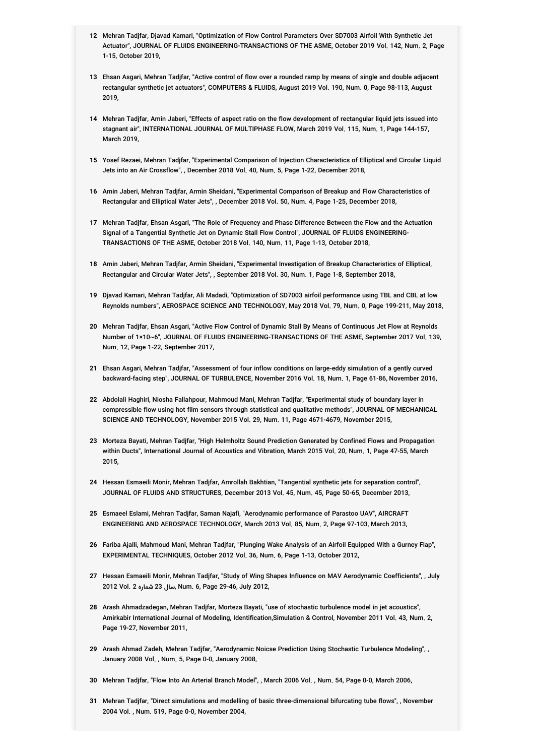12. Mehran Tadjfar, Djavad Kamari, "Optimization of Flow Control Parameters Over SD7003 Airfoil With Synthetic Jet Actuator", JOURNAL OF FLUIDS ENGINEERING-TRANSACTIONS OF THE ASME, October 2019 Vol. 142, Num. 2, Page 1-15, October 2019,

13. Ehsan Asgari, Mehran Tadjfar, "Active control of flow over a rounded ramp by means of single and double adjacent rectangular synthetic jet actuators", COMPUTERS & FLUIDS, August 2019 Vol. 190, Num. 0, Page 98-113, August 2019,

14. Mehran Tadjfar, Amin Jaberi, "Effects of aspect ratio on the flow development of rectangular liquid jets issued into stagnant air", INTERNATIONAL JOURNAL OF MULTIPHASE FLOW, March 2019 Vol. 115, Num. 1, Page 144-157, March 2019,

15. Yosef Rezaei, Mehran Tadjfar, "Experimental Comparison of Injection Characteristics of Elliptical and Circular Liquid Jets into an Air Crossflow", , December 2018 Vol. 40, Num. 5, Page 1-22, December 2018,

16. Amin Jaberi, Mehran Tadjfar, Armin Sheidani, "Experimental Comparison of Breakup and Flow Characteristics of Rectangular and Elliptical Water Jets", , December 2018 Vol. 50, Num. 4, Page 1-25, December 2018,

17. Mehran Tadjfar, Ehsan Asgari, "The Role of Frequency and Phase Difference Between the Flow and the Actuation Signal of a Tangential Synthetic Jet on Dynamic Stall Flow Control", JOURNAL OF FLUIDS ENGINEERING-TRANSACTIONS OF THE ASME, October 2018 Vol. 140, Num. 11, Page 1-13, October 2018,

18. Amin Jaberi, Mehran Tadjfar, Armin Sheidani, "Experimental Investigation of Breakup Characteristics of Elliptical, Rectangular and Circular Water Jets", , September 2018 Vol. 30, Num. 1, Page 1-8, September 2018,

19. Djavad Kamari, Mehran Tadjfar, Ali Madadi, "Optimization of SD7003 airfoil performance using TBL and CBL at low Reynolds numbers", AEROSPACE SCIENCE AND TECHNOLOGY, May 2018 Vol. 79, Num. 0, Page 199-211, May 2018,

20. Mehran Tadjfar, Ehsan Asgari, "Active Flow Control of Dynamic Stall By Means of Continuous Jet Flow at Reynolds Number of 1×10~6", JOURNAL OF FLUIDS ENGINEERING-TRANSACTIONS OF THE ASME, September 2017 Vol. 139, Num. 12, Page 1-22, September 2017,

21. Ehsan Asgari, Mehran Tadjfar, "Assessment of four inflow conditions on large-eddy simulation of a gently curved backward-facing step", JOURNAL OF TURBULENCE, November 2016 Vol. 18, Num. 1, Page 61-86, November 2016,

22. Abdolali Haghiri, Niosha Fallahpour, Mahmoud Mani, Mehran Tadjfar, "Experimental study of boundary layer in compressible flow using hot film sensors through statistical and qualitative methods", JOURNAL OF MECHANICAL SCIENCE AND TECHNOLOGY, November 2015 Vol. 29, Num. 11, Page 4671-4679, November 2015,

23. Morteza Bayati, Mehran Tadjfar, "High Helmholtz Sound Prediction Generated by Confined Flows and Propagation within Ducts", International Journal of Acoustics and Vibration, March 2015 Vol. 20, Num. 1, Page 47-55, March 2015,

24. Hessan Esmaeili Monir, Mehran Tadjfar, Amrollah Bakhtian, "Tangential synthetic jets for separation control", JOURNAL OF FLUIDS AND STRUCTURES, December 2013 Vol. 45, Num. 45, Page 50-65, December 2013,

25. Esmaeel Eslami, Mehran Tadjfar, Saman Najafi, "Aerodynamic performance of Parastoo UAV", AIRCRAFT ENGINEERING AND AEROSPACE TECHNOLOGY, March 2013 Vol. 85, Num. 2, Page 97-103, March 2013,

26. Fariba Ajalli, Mahmoud Mani, Mehran Tadjfar, "Plunging Wake Analysis of an Airfoil Equipped With a Gurney Flap", EXPERIMENTAL TECHNIQUES, October 2012 Vol. 36, Num. 6, Page 1-13, October 2012,

27. Hessan Esmaeili Monir, Mehran Tadjfar, "Study of Wing Shapes Influence on MAV Aerodynamic Coefficients", , July 2012 Vol. 2 سال 23 شماره, Num. 6, Page 29-46, July 2012,

28. Arash Ahmadzadegan, Mehran Tadjfar, Morteza Bayati, "use of stochastic turbulence model in jet acoustics", Amirkabir International Journal of Modeling, Identification,Simulation & Control, November 2011 Vol. 43, Num. 2, Page 19-27, November 2011,

29. Arash Ahmad Zadeh, Mehran Tadjfar, "Aerodynamic Noicse Prediction Using Stochastic Turbulence Modeling", , January 2008 Vol. , Num. 5, Page 0-0, January 2008,

30. Mehran Tadjfar, "Flow Into An Arterial Branch Model", , March 2006 Vol. , Num. 54, Page 0-0, March 2006,

31. Mehran Tadjfar, "Direct simulations and modelling of basic three-dimensional bifurcating tube flows", , November 2004 Vol. , Num. 519, Page 0-0, November 2004,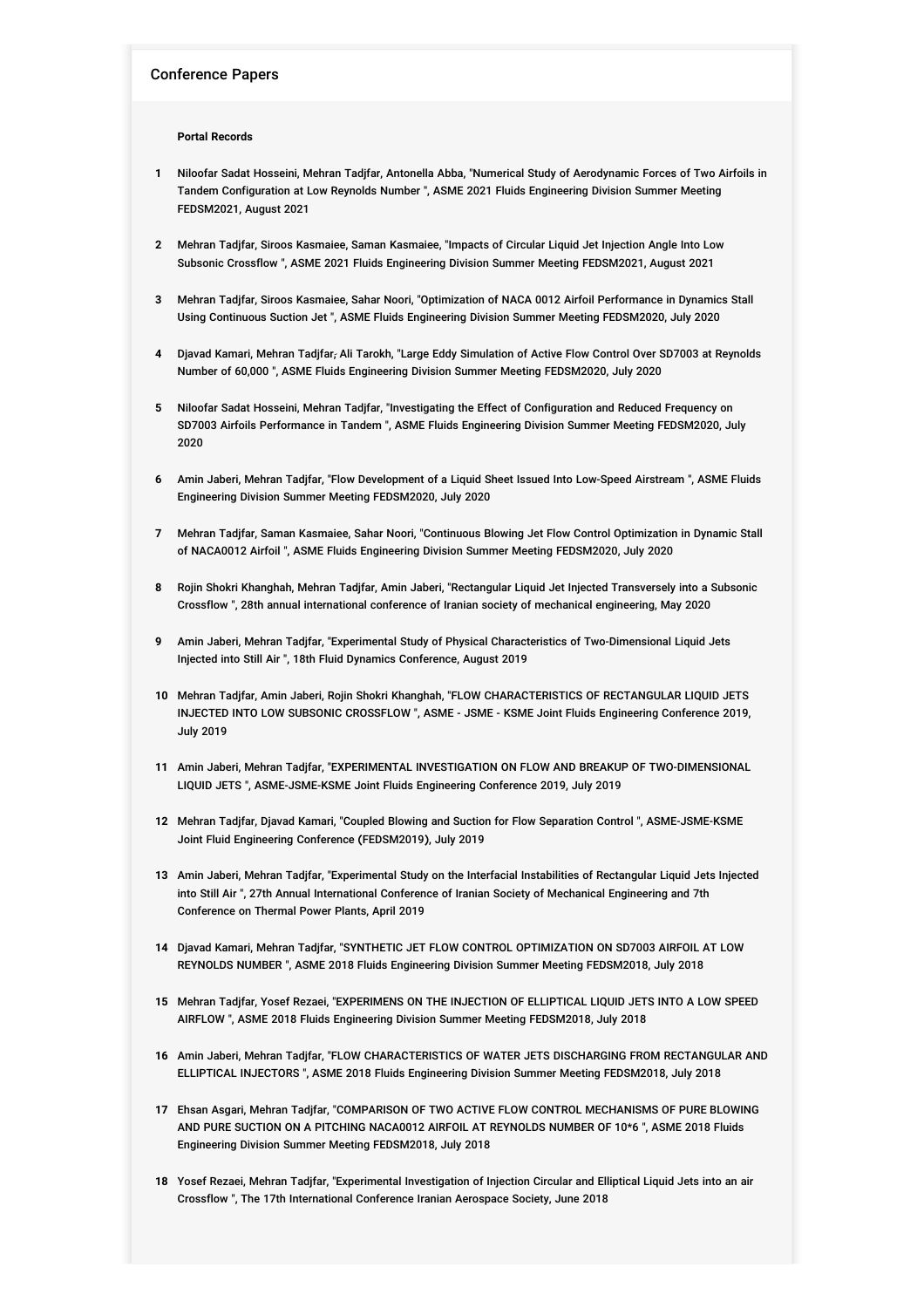## Conference Papers

**Portal Records**

1. Niloofar Sadat Hosseini, Mehran Tadjfar, Antonella Abba, "Numerical Study of Aerodynamic Forces of Two Airfoils in Tandem Configuration at Low Reynolds Number ", ASME 2021 Fluids Engineering Division Summer Meeting FEDSM2021, August 2021
2. Mehran Tadjfar, Siroos Kasmaiee, Saman Kasmaiee, "Impacts of Circular Liquid Jet Injection Angle Into Low Subsonic Crossflow ", ASME 2021 Fluids Engineering Division Summer Meeting FEDSM2021, August 2021
3. Mehran Tadjfar, Siroos Kasmaiee, Sahar Noori, "Optimization of NACA 0012 Airfoil Performance in Dynamics Stall Using Continuous Suction Jet ", ASME Fluids Engineering Division Summer Meeting FEDSM2020, July 2020
4. Djavad Kamari, Mehran Tadjfar, Ali Tarokh, "Large Eddy Simulation of Active Flow Control Over SD7003 at Reynolds Number of 60,000 ", ASME Fluids Engineering Division Summer Meeting FEDSM2020, July 2020
5. Niloofar Sadat Hosseini, Mehran Tadjfar, "Investigating the Effect of Configuration and Reduced Frequency on SD7003 Airfoils Performance in Tandem ", ASME Fluids Engineering Division Summer Meeting FEDSM2020, July 2020
6. Amin Jaberi, Mehran Tadjfar, "Flow Development of a Liquid Sheet Issued Into Low-Speed Airstream ", ASME Fluids Engineering Division Summer Meeting FEDSM2020, July 2020
7. Mehran Tadjfar, Saman Kasmaiee, Sahar Noori, "Continuous Blowing Jet Flow Control Optimization in Dynamic Stall of NACA0012 Airfoil ", ASME Fluids Engineering Division Summer Meeting FEDSM2020, July 2020
8. Rojin Shokri Khanghah, Mehran Tadjfar, Amin Jaberi, "Rectangular Liquid Jet Injected Transversely into a Subsonic Crossflow ", 28th annual international conference of Iranian society of mechanical engineering, May 2020
9. Amin Jaberi, Mehran Tadjfar, "Experimental Study of Physical Characteristics of Two-Dimensional Liquid Jets Injected into Still Air ", 18th Fluid Dynamics Conference, August 2019
10. Mehran Tadjfar, Amin Jaberi, Rojin Shokri Khanghah, "FLOW CHARACTERISTICS OF RECTANGULAR LIQUID JETS INJECTED INTO LOW SUBSONIC CROSSFLOW ", ASME - JSME - KSME Joint Fluids Engineering Conference 2019, July 2019
11. Amin Jaberi, Mehran Tadjfar, "EXPERIMENTAL INVESTIGATION ON FLOW AND BREAKUP OF TWO-DIMENSIONAL LIQUID JETS ", ASME-JSME-KSME Joint Fluids Engineering Conference 2019, July 2019
12. Mehran Tadjfar, Djavad Kamari, "Coupled Blowing and Suction for Flow Separation Control ", ASME-JSME-KSME Joint Fluid Engineering Conference (FEDSM2019), July 2019
13. Amin Jaberi, Mehran Tadjfar, "Experimental Study on the Interfacial Instabilities of Rectangular Liquid Jets Injected into Still Air ", 27th Annual International Conference of Iranian Society of Mechanical Engineering and 7th Conference on Thermal Power Plants, April 2019
14. Djavad Kamari, Mehran Tadjfar, "SYNTHETIC JET FLOW CONTROL OPTIMIZATION ON SD7003 AIRFOIL AT LOW REYNOLDS NUMBER ", ASME 2018 Fluids Engineering Division Summer Meeting FEDSM2018, July 2018
15. Mehran Tadjfar, Yosef Rezaei, "EXPERIMENS ON THE INJECTION OF ELLIPTICAL LIQUID JETS INTO A LOW SPEED AIRFLOW ", ASME 2018 Fluids Engineering Division Summer Meeting FEDSM2018, July 2018
16. Amin Jaberi, Mehran Tadjfar, "FLOW CHARACTERISTICS OF WATER JETS DISCHARGING FROM RECTANGULAR AND ELLIPTICAL INJECTORS ", ASME 2018 Fluids Engineering Division Summer Meeting FEDSM2018, July 2018
17. Ehsan Asgari, Mehran Tadjfar, "COMPARISON OF TWO ACTIVE FLOW CONTROL MECHANISMS OF PURE BLOWING AND PURE SUCTION ON A PITCHING NACA0012 AIRFOIL AT REYNOLDS NUMBER OF 10*6 ", ASME 2018 Fluids Engineering Division Summer Meeting FEDSM2018, July 2018
18. Yosef Rezaei, Mehran Tadjfar, "Experimental Investigation of Injection Circular and Elliptical Liquid Jets into an air Crossflow ", The 17th International Conference Iranian Aerospace Society, June 2018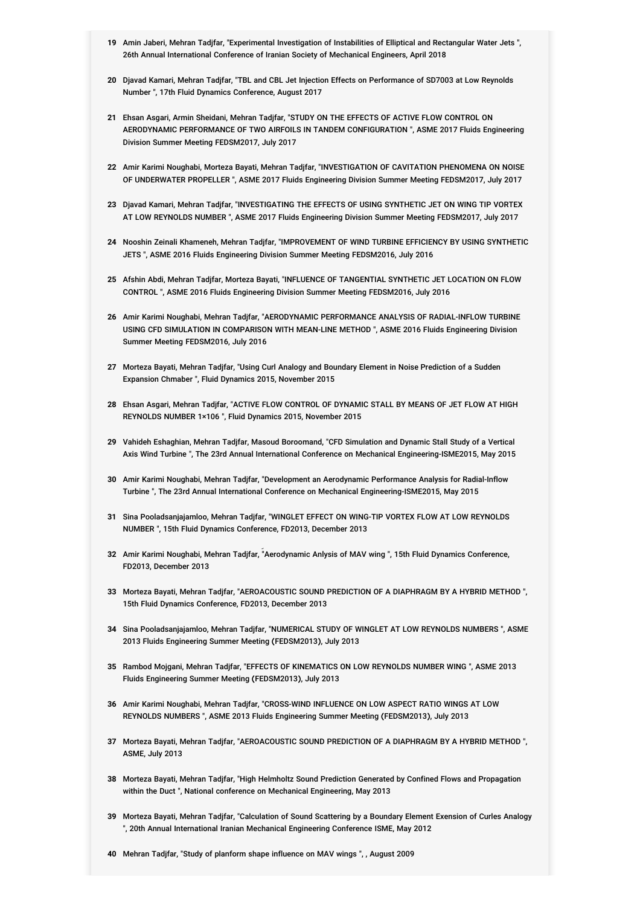19 Amin Jaberi, Mehran Tadjfar, "Experimental Investigation of Instabilities of Elliptical and Rectangular Water Jets ", 26th Annual International Conference of Iranian Society of Mechanical Engineers, April 2018

20 Djavad Kamari, Mehran Tadjfar, "TBL and CBL Jet Injection Effects on Performance of SD7003 at Low Reynolds Number ", 17th Fluid Dynamics Conference, August 2017

21 Ehsan Asgari, Armin Sheidani, Mehran Tadjfar, "STUDY ON THE EFFECTS OF ACTIVE FLOW CONTROL ON AERODYNAMIC PERFORMANCE OF TWO AIRFOILS IN TANDEM CONFIGURATION ", ASME 2017 Fluids Engineering Division Summer Meeting FEDSM2017, July 2017

22 Amir Karimi Noughabi, Morteza Bayati, Mehran Tadjfar, "INVESTIGATION OF CAVITATION PHENOMENA ON NOISE OF UNDERWATER PROPELLER ", ASME 2017 Fluids Engineering Division Summer Meeting FEDSM2017, July 2017

23 Djavad Kamari, Mehran Tadjfar, "INVESTIGATING THE EFFECTS OF USING SYNTHETIC JET ON WING TIP VORTEX AT LOW REYNOLDS NUMBER ", ASME 2017 Fluids Engineering Division Summer Meeting FEDSM2017, July 2017

24 Nooshin Zeinali Khameneh, Mehran Tadjfar, "IMPROVEMENT OF WIND TURBINE EFFICIENCY BY USING SYNTHETIC JETS ", ASME 2016 Fluids Engineering Division Summer Meeting FEDSM2016, July 2016

25 Afshin Abdi, Mehran Tadjfar, Morteza Bayati, "INFLUENCE OF TANGENTIAL SYNTHETIC JET LOCATION ON FLOW CONTROL ", ASME 2016 Fluids Engineering Division Summer Meeting FEDSM2016, July 2016

26 Amir Karimi Noughabi, Mehran Tadjfar, "AERODYNAMIC PERFORMANCE ANALYSIS OF RADIAL-INFLOW TURBINE USING CFD SIMULATION IN COMPARISON WITH MEAN-LINE METHOD ", ASME 2016 Fluids Engineering Division Summer Meeting FEDSM2016, July 2016

27 Morteza Bayati, Mehran Tadjfar, "Using Curl Analogy and Boundary Element in Noise Prediction of a Sudden Expansion Chmaber ", Fluid Dynamics 2015, November 2015

28 Ehsan Asgari, Mehran Tadjfar, "ACTIVE FLOW CONTROL OF DYNAMIC STALL BY MEANS OF JET FLOW AT HIGH REYNOLDS NUMBER 1×106 ", Fluid Dynamics 2015, November 2015

29 Vahideh Eshaghian, Mehran Tadjfar, Masoud Boroomand, "CFD Simulation and Dynamic Stall Study of a Vertical Axis Wind Turbine ", The 23rd Annual International Conference on Mechanical Engineering-ISME2015, May 2015

30 Amir Karimi Noughabi, Mehran Tadjfar, "Development an Aerodynamic Performance Analysis for Radial-Inflow Turbine ", The 23rd Annual International Conference on Mechanical Engineering-ISME2015, May 2015

31 Sina Pooladsanjajamloo, Mehran Tadjfar, "WINGLET EFFECT ON WING-TIP VORTEX FLOW AT LOW REYNOLDS NUMBER ", 15th Fluid Dynamics Conference, FD2013, December 2013

32 Amir Karimi Noughabi, Mehran Tadjfar, "Aerodynamic Anlysis of MAV wing ", 15th Fluid Dynamics Conference, FD2013, December 2013

33 Morteza Bayati, Mehran Tadjfar, "AEROACOUSTIC SOUND PREDICTION OF A DIAPHRAGM BY A HYBRID METHOD ", 15th Fluid Dynamics Conference, FD2013, December 2013

34 Sina Pooladsanjajamloo, Mehran Tadjfar, "NUMERICAL STUDY OF WINGLET AT LOW REYNOLDS NUMBERS ", ASME 2013 Fluids Engineering Summer Meeting (FEDSM2013), July 2013

35 Rambod Mojgani, Mehran Tadjfar, "EFFECTS OF KINEMATICS ON LOW REYNOLDS NUMBER WING ", ASME 2013 Fluids Engineering Summer Meeting (FEDSM2013), July 2013

36 Amir Karimi Noughabi, Mehran Tadjfar, "CROSS-WIND INFLUENCE ON LOW ASPECT RATIO WINGS AT LOW REYNOLDS NUMBERS ", ASME 2013 Fluids Engineering Summer Meeting (FEDSM2013), July 2013

37 Morteza Bayati, Mehran Tadjfar, "AEROACOUSTIC SOUND PREDICTION OF A DIAPHRAGM BY A HYBRID METHOD ", ASME, July 2013

38 Morteza Bayati, Mehran Tadjfar, "High Helmholtz Sound Prediction Generated by Confined Flows and Propagation within the Duct ", National conference on Mechanical Engineering, May 2013

39 Morteza Bayati, Mehran Tadjfar, "Calculation of Sound Scattering by a Boundary Element Exension of Curles Analogy ", 20th Annual International Iranian Mechanical Engineering Conference ISME, May 2012

40 Mehran Tadjfar, "Study of planform shape influence on MAV wings ", , August 2009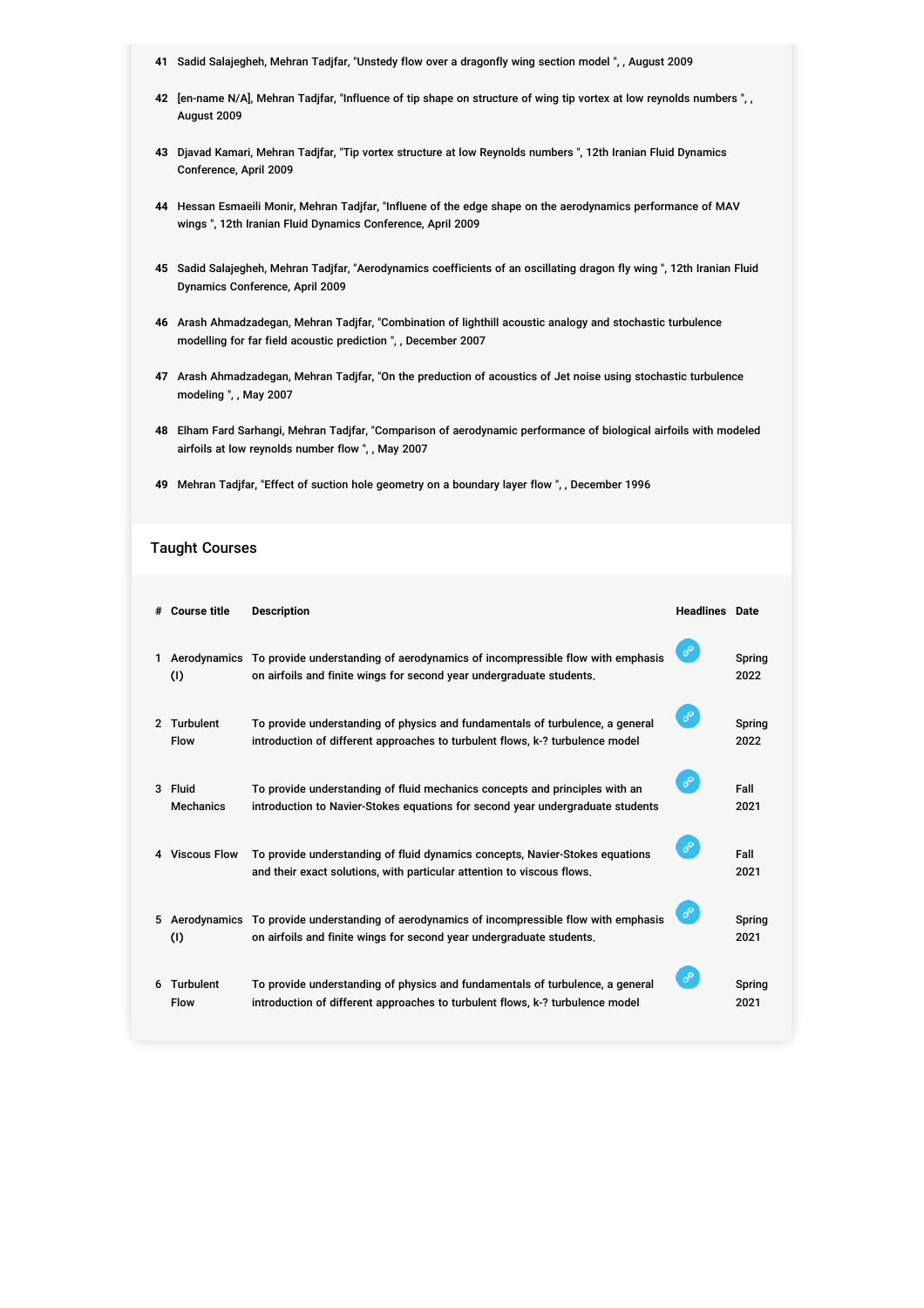41 Sadid Salajegheh, Mehran Tadjfar, "Unstedy flow over a dragonfly wing section model ", , August 2009

42 [en-name N/A], Mehran Tadjfar, "Influence of tip shape on structure of wing tip vortex at low reynolds numbers ", , August 2009

43 Djavad Kamari, Mehran Tadjfar, "Tip vortex structure at low Reynolds numbers ", 12th Iranian Fluid Dynamics Conference, April 2009

44 Hessan Esmaeili Monir, Mehran Tadjfar, "Influene of the edge shape on the aerodynamics performance of MAV wings ", 12th Iranian Fluid Dynamics Conference, April 2009

45 Sadid Salajegheh, Mehran Tadjfar, "Aerodynamics coefficients of an oscillating dragon fly wing ", 12th Iranian Fluid Dynamics Conference, April 2009

46 Arash Ahmadzadegan, Mehran Tadjfar, "Combination of lighthill acoustic analogy and stochastic turbulence modelling for far field acoustic prediction ", , December 2007

47 Arash Ahmadzadegan, Mehran Tadjfar, "On the preduction of acoustics of Jet noise using stochastic turbulence modeling ", , May 2007

48 Elham Fard Sarhangi, Mehran Tadjfar, "Comparison of aerodynamic performance of biological airfoils with modeled airfoils at low reynolds number flow ", , May 2007

49 Mehran Tadjfar, "Effect of suction hole geometry on a boundary layer flow ", , December 1996

## Taught Courses

| # | Course title | Description | Headlines | Date |
|---|---|---|---|---|
| 1 | Aerodynamics (I) | To provide understanding of aerodynamics of incompressible flow with emphasis on airfoils and finite wings for second year undergraduate students. | | Spring 2022 |
| 2 | Turbulent Flow | To provide understanding of physics and fundamentals of turbulence, a general introduction of different approaches to turbulent flows, k-? turbulence model | | Spring 2022 |
| 3 | Fluid Mechanics | To provide understanding of fluid mechanics concepts and principles with an introduction to Navier-Stokes equations for second year undergraduate students | | Fall 2021 |
| 4 | Viscous Flow | To provide understanding of fluid dynamics concepts, Navier-Stokes equations and their exact solutions, with particular attention to viscous flows. | | Fall 2021 |
| 5 | Aerodynamics (I) | To provide understanding of aerodynamics of incompressible flow with emphasis on airfoils and finite wings for second year undergraduate students. | | Spring 2021 |
| 6 | Turbulent Flow | To provide understanding of physics and fundamentals of turbulence, a general introduction of different approaches to turbulent flows, k-? turbulence model | | Spring 2021 |